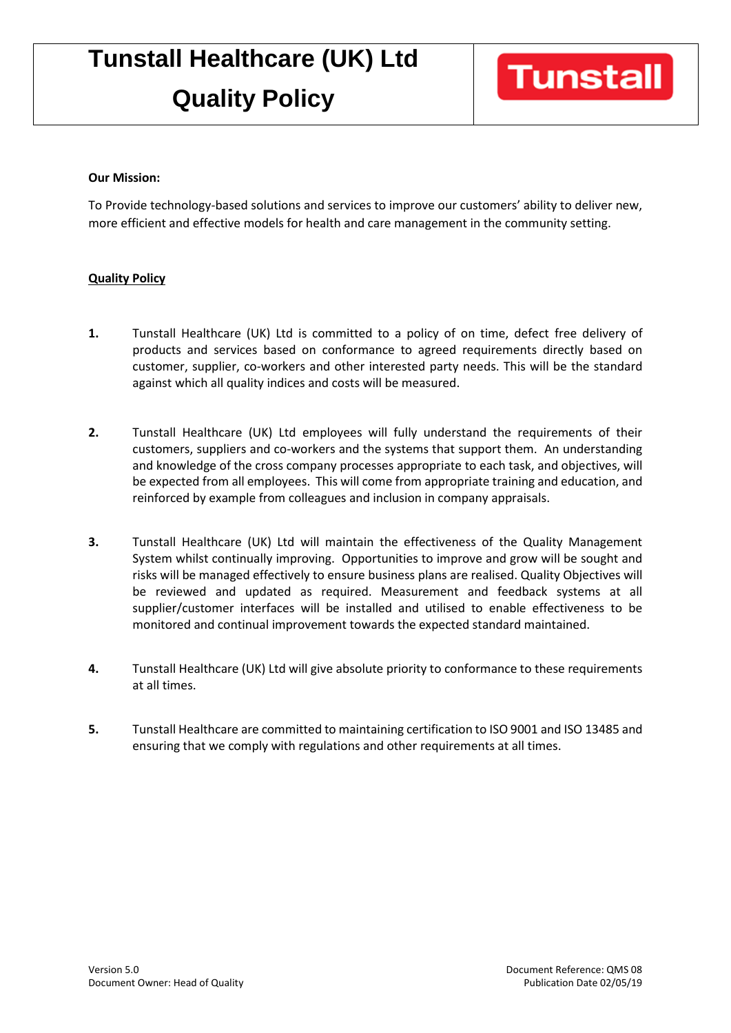# Tunstall Healthcare (UK) Ltd
# Quality Policy

Tunstall

**Our Mission:**

To Provide technology-based solutions and services to improve our customers' ability to deliver new, more efficient and effective models for health and care management in the community setting.

**Quality Policy**

**1.** Tunstall Healthcare (UK) Ltd is committed to a policy of on time, defect free delivery of products and services based on conformance to agreed requirements directly based on customer, supplier, co-workers and other interested party needs. This will be the standard against which all quality indices and costs will be measured.

**2.** Tunstall Healthcare (UK) Ltd employees will fully understand the requirements of their customers, suppliers and co-workers and the systems that support them. An understanding and knowledge of the cross company processes appropriate to each task, and objectives, will be expected from all employees. This will come from appropriate training and education, and reinforced by example from colleagues and inclusion in company appraisals.

**3.** Tunstall Healthcare (UK) Ltd will maintain the effectiveness of the Quality Management System whilst continually improving. Opportunities to improve and grow will be sought and risks will be managed effectively to ensure business plans are realised. Quality Objectives will be reviewed and updated as required. Measurement and feedback systems at all supplier/customer interfaces will be installed and utilised to enable effectiveness to be monitored and continual improvement towards the expected standard maintained.

**4.** Tunstall Healthcare (UK) Ltd will give absolute priority to conformance to these requirements at all times.

**5.** Tunstall Healthcare are committed to maintaining certification to ISO 9001 and ISO 13485 and ensuring that we comply with regulations and other requirements at all times.

Version 5.0
Document Owner: Head of Quality

Document Reference: QMS 08
Publication Date 02/05/19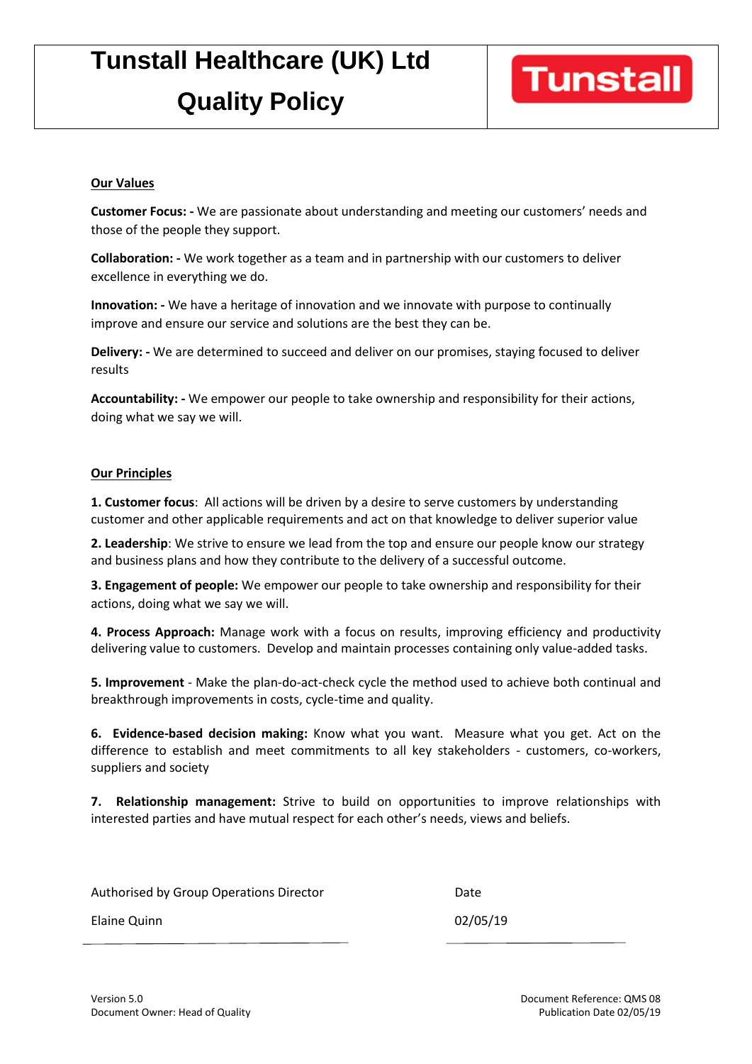# Tunstall Healthcare (UK) Ltd

# Quality Policy

Tunstall

## Our Values

**Customer Focus: -** We are passionate about understanding and meeting our customers' needs and those of the people they support.

**Collaboration: -** We work together as a team and in partnership with our customers to deliver excellence in everything we do.

**Innovation: -** We have a heritage of innovation and we innovate with purpose to continually improve and ensure our service and solutions are the best they can be.

**Delivery: -** We are determined to succeed and deliver on our promises, staying focused to deliver results

**Accountability: -** We empower our people to take ownership and responsibility for their actions, doing what we say we will.

## Our Principles

**1. Customer focus**: All actions will be driven by a desire to serve customers by understanding customer and other applicable requirements and act on that knowledge to deliver superior value

**2. Leadership**: We strive to ensure we lead from the top and ensure our people know our strategy and business plans and how they contribute to the delivery of a successful outcome.

**3. Engagement of people:** We empower our people to take ownership and responsibility for their actions, doing what we say we will.

**4. Process Approach:** Manage work with a focus on results, improving efficiency and productivity delivering value to customers. Develop and maintain processes containing only value-added tasks.

**5. Improvement** - Make the plan-do-act-check cycle the method used to achieve both continual and breakthrough improvements in costs, cycle-time and quality.

**6. Evidence-based decision making:** Know what you want. Measure what you get. Act on the difference to establish and meet commitments to all key stakeholders - customers, co-workers, suppliers and society

**7. Relationship management:** Strive to build on opportunities to improve relationships with interested parties and have mutual respect for each other's needs, views and beliefs.

| | |
|---|---|
| Authorised by Group Operations Director | Date |
| Elaine Quinn | 02/05/19 |

Version 5.0
Document Owner: Head of Quality

Document Reference: QMS 08
Publication Date 02/05/19